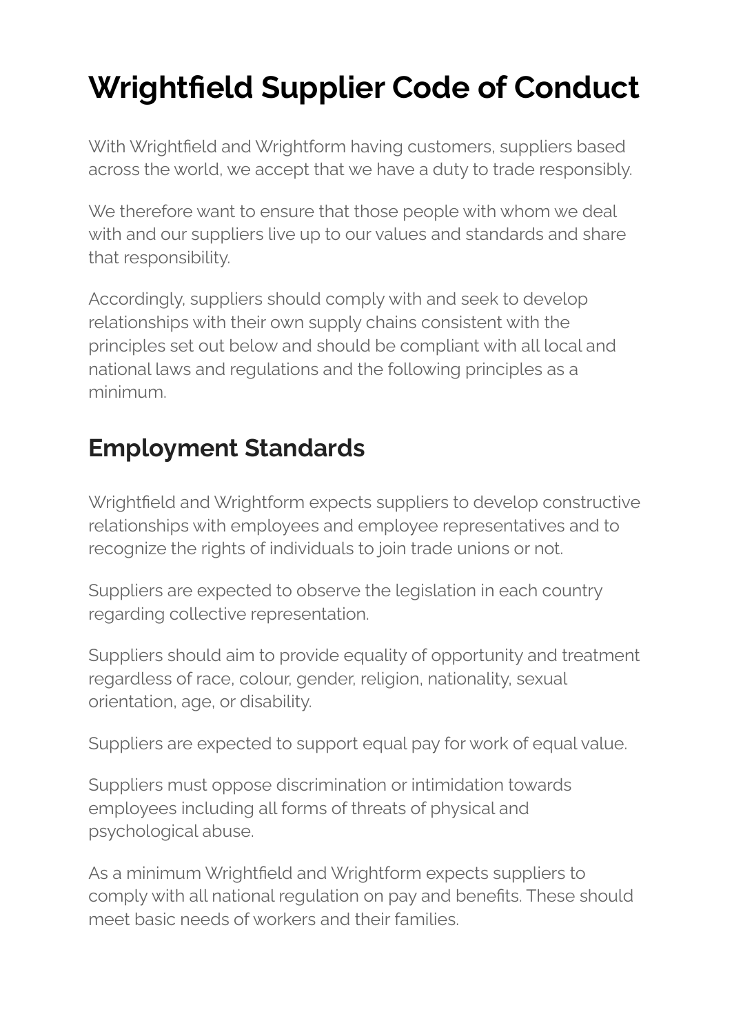# Wrightfield Supplier Code of Conduct

With Wrightfield and Wrightform having customers, suppliers based across the world, we accept that we have a duty to trade responsibly.

We therefore want to ensure that those people with whom we deal with and our suppliers live up to our values and standards and share that responsibility.

Accordingly, suppliers should comply with and seek to develop relationships with their own supply chains consistent with the principles set out below and should be compliant with all local and national laws and regulations and the following principles as a minimum.

## Employment Standards

Wrightfield and Wrightform expects suppliers to develop constructive relationships with employees and employee representatives and to recognize the rights of individuals to join trade unions or not.

Suppliers are expected to observe the legislation in each country regarding collective representation.

Suppliers should aim to provide equality of opportunity and treatment regardless of race, colour, gender, religion, nationality, sexual orientation, age, or disability.

Suppliers are expected to support equal pay for work of equal value.

Suppliers must oppose discrimination or intimidation towards employees including all forms of threats of physical and psychological abuse.

As a minimum Wrightfield and Wrightform expects suppliers to comply with all national regulation on pay and benefits. These should meet basic needs of workers and their families.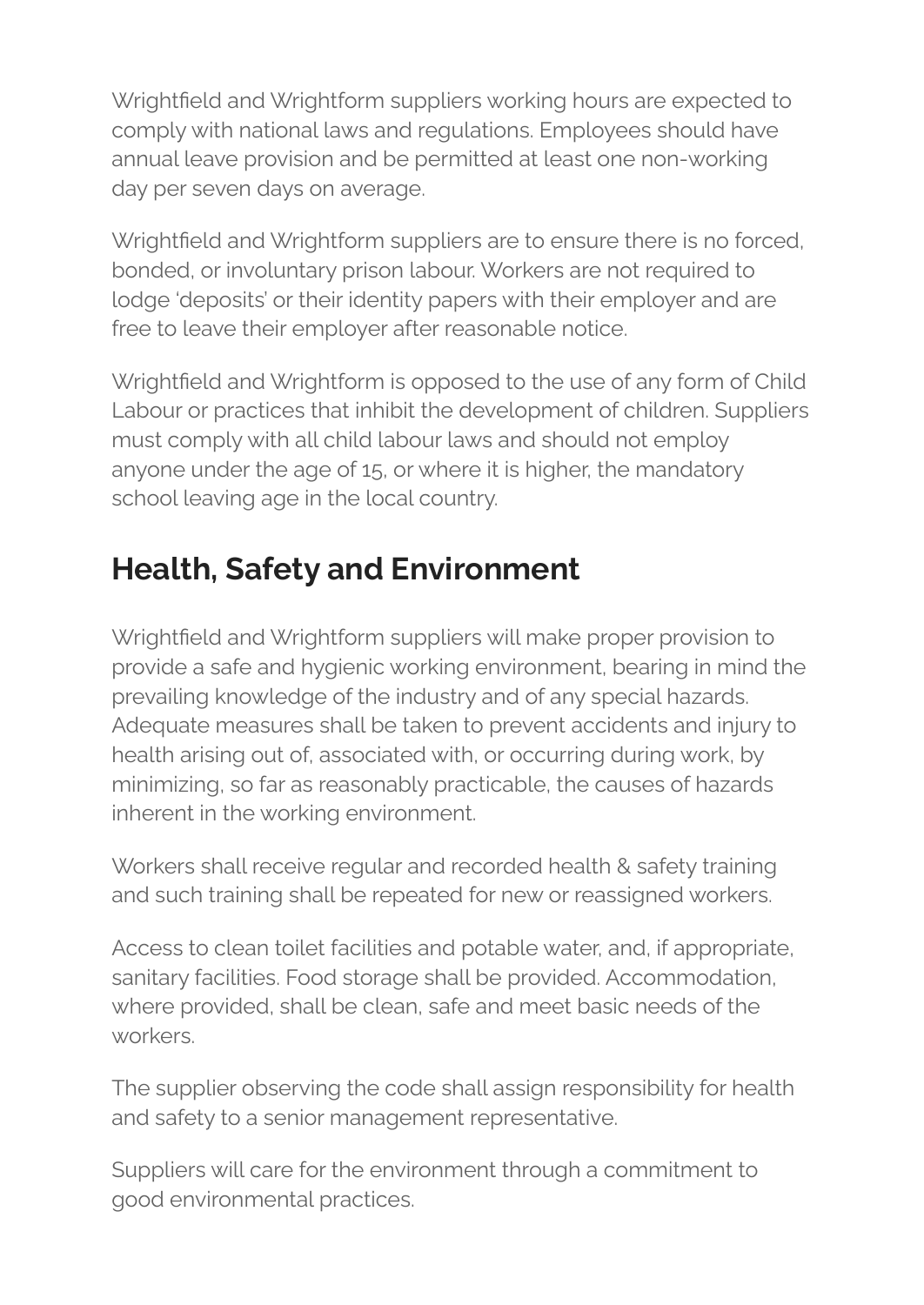Wrightfield and Wrightform suppliers working hours are expected to comply with national laws and regulations. Employees should have annual leave provision and be permitted at least one non-working day per seven days on average.

Wrightfield and Wrightform suppliers are to ensure there is no forced, bonded, or involuntary prison labour. Workers are not required to lodge 'deposits' or their identity papers with their employer and are free to leave their employer after reasonable notice.

Wrightfield and Wrightform is opposed to the use of any form of Child Labour or practices that inhibit the development of children. Suppliers must comply with all child labour laws and should not employ anyone under the age of 15, or where it is higher, the mandatory school leaving age in the local country.

## Health, Safety and Environment

Wrightfield and Wrightform suppliers will make proper provision to provide a safe and hygienic working environment, bearing in mind the prevailing knowledge of the industry and of any special hazards. Adequate measures shall be taken to prevent accidents and injury to health arising out of, associated with, or occurring during work, by minimizing, so far as reasonably practicable, the causes of hazards inherent in the working environment.

Workers shall receive regular and recorded health & safety training and such training shall be repeated for new or reassigned workers.

Access to clean toilet facilities and potable water, and, if appropriate, sanitary facilities. Food storage shall be provided. Accommodation, where provided, shall be clean, safe and meet basic needs of the workers.

The supplier observing the code shall assign responsibility for health and safety to a senior management representative.

Suppliers will care for the environment through a commitment to good environmental practices.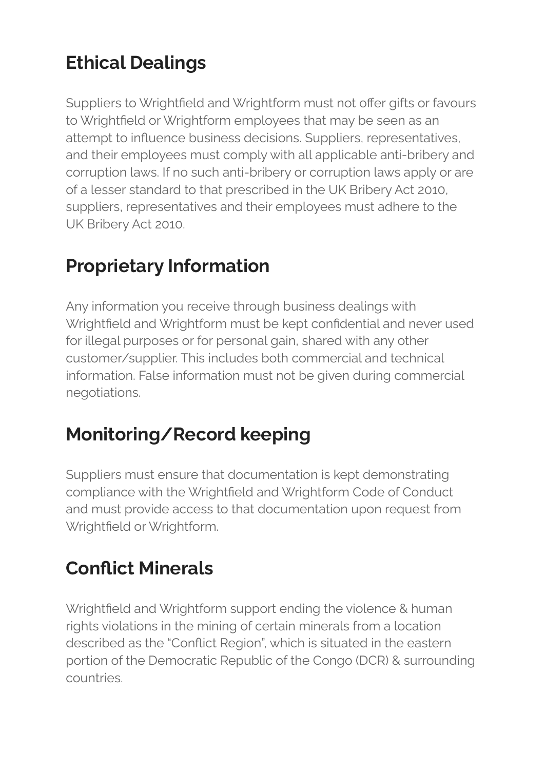## Ethical Dealings

Suppliers to Wrightfield and Wrightform must not offer gifts or favours to Wrightfield or Wrightform employees that may be seen as an attempt to influence business decisions. Suppliers, representatives, and their employees must comply with all applicable anti-bribery and corruption laws. If no such anti-bribery or corruption laws apply or are of a lesser standard to that prescribed in the UK Bribery Act 2010, suppliers, representatives and their employees must adhere to the UK Bribery Act 2010.

## Proprietary Information

Any information you receive through business dealings with Wrightfield and Wrightform must be kept confidential and never used for illegal purposes or for personal gain, shared with any other customer/supplier. This includes both commercial and technical information. False information must not be given during commercial negotiations.

## Monitoring/Record keeping

Suppliers must ensure that documentation is kept demonstrating compliance with the Wrightfield and Wrightform Code of Conduct and must provide access to that documentation upon request from Wrightfield or Wrightform.

## Conflict Minerals

Wrightfield and Wrightform support ending the violence & human rights violations in the mining of certain minerals from a location described as the "Conflict Region", which is situated in the eastern portion of the Democratic Republic of the Congo (DCR) & surrounding countries.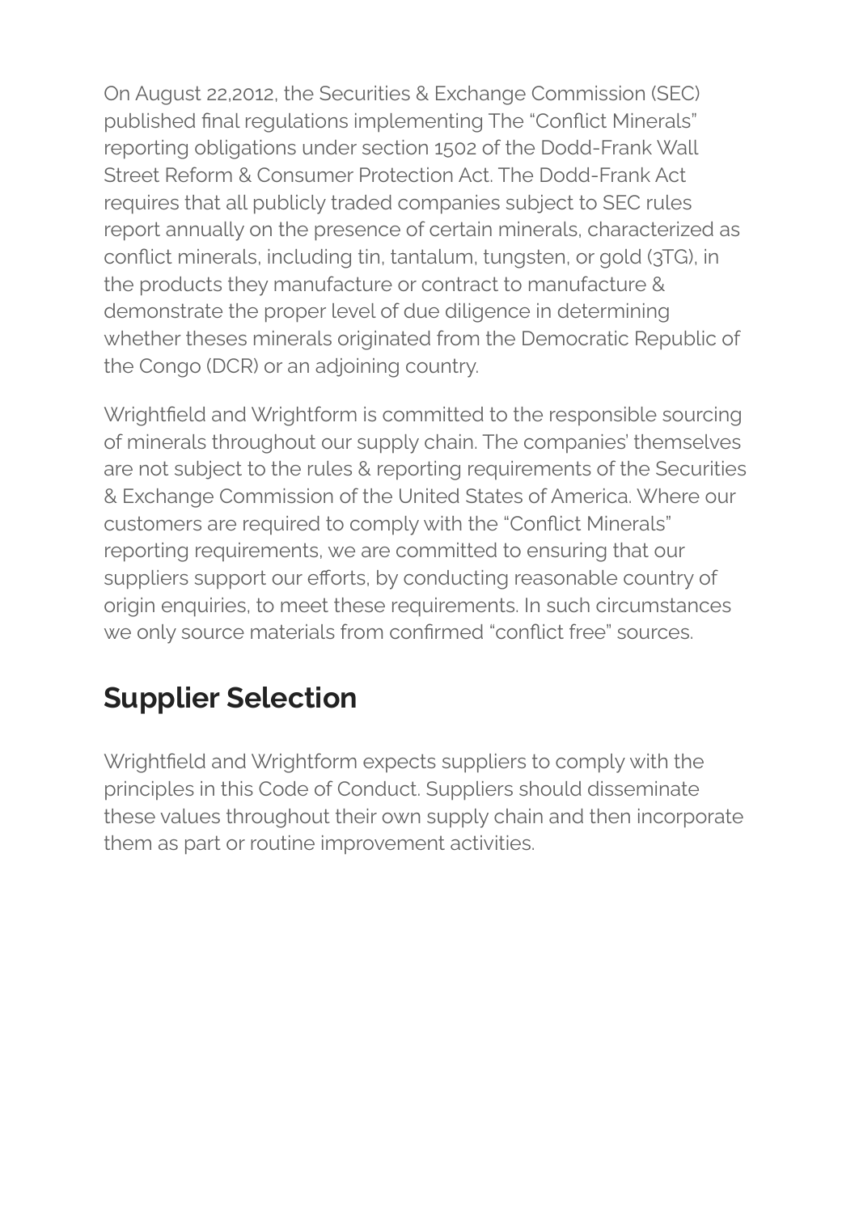On August 22,2012, the Securities & Exchange Commission (SEC) published final regulations implementing The "Conflict Minerals" reporting obligations under section 1502 of the Dodd-Frank Wall Street Reform & Consumer Protection Act. The Dodd-Frank Act requires that all publicly traded companies subject to SEC rules report annually on the presence of certain minerals, characterized as conflict minerals, including tin, tantalum, tungsten, or gold (3TG), in the products they manufacture or contract to manufacture & demonstrate the proper level of due diligence in determining whether theses minerals originated from the Democratic Republic of the Congo (DCR) or an adjoining country.

Wrightfield and Wrightform is committed to the responsible sourcing of minerals throughout our supply chain. The companies' themselves are not subject to the rules & reporting requirements of the Securities & Exchange Commission of the United States of America. Where our customers are required to comply with the "Conflict Minerals" reporting requirements, we are committed to ensuring that our suppliers support our efforts, by conducting reasonable country of origin enquiries, to meet these requirements. In such circumstances we only source materials from confirmed "conflict free" sources.

## Supplier Selection

Wrightfield and Wrightform expects suppliers to comply with the principles in this Code of Conduct. Suppliers should disseminate these values throughout their own supply chain and then incorporate them as part or routine improvement activities.